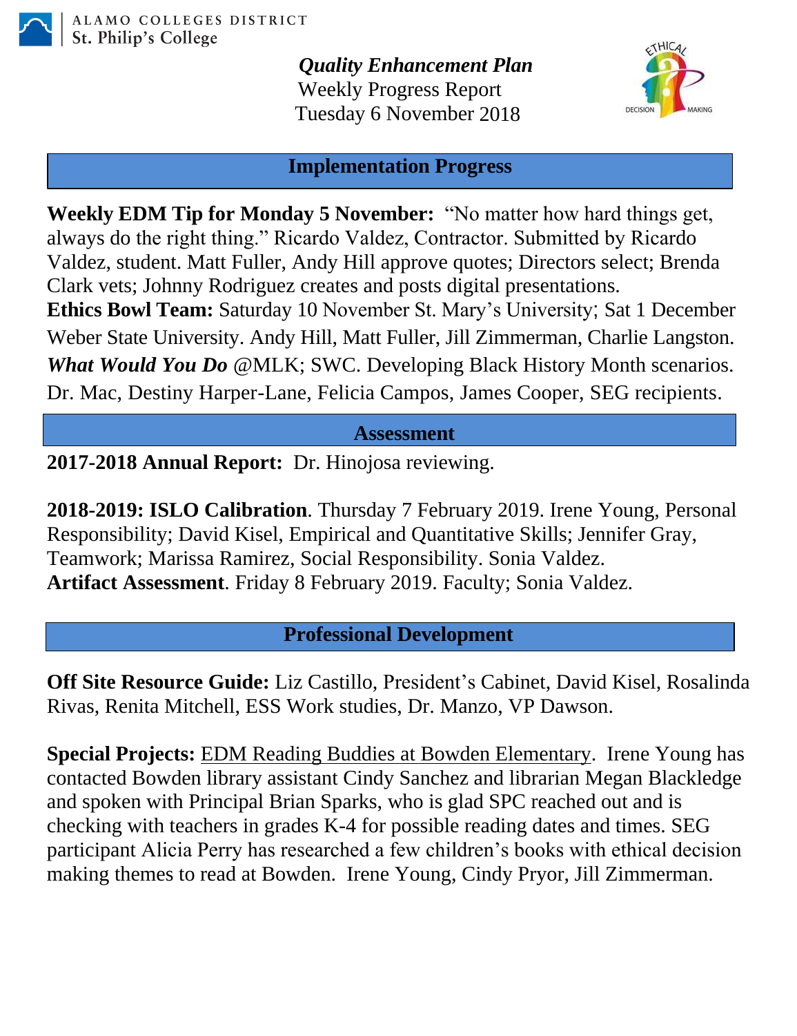ALAMO COLLEGES DISTRICT
St. Philip's College

***Quality Enhancement Plan***
Weekly Progress Report
Tuesday 6 November 2018

## Implementation Progress

**Weekly EDM Tip for Monday 5 November:** "No matter how hard things get, always do the right thing." Ricardo Valdez, Contractor. Submitted by Ricardo Valdez, student. Matt Fuller, Andy Hill approve quotes; Directors select; Brenda Clark vets; Johnny Rodriguez creates and posts digital presentations.
**Ethics Bowl Team:** Saturday 10 November St. Mary's University; Sat 1 December Weber State University. Andy Hill, Matt Fuller, Jill Zimmerman, Charlie Langston.
***What Would You Do*** @MLK; SWC. Developing Black History Month scenarios. Dr. Mac, Destiny Harper-Lane, Felicia Campos, James Cooper, SEG recipients.

## Assessment

**2017-2018 Annual Report:** Dr. Hinojosa reviewing.

**2018-2019: ISLO Calibration**. Thursday 7 February 2019. Irene Young, Personal Responsibility; David Kisel, Empirical and Quantitative Skills; Jennifer Gray, Teamwork; Marissa Ramirez, Social Responsibility. Sonia Valdez.
**Artifact Assessment**. Friday 8 February 2019. Faculty; Sonia Valdez.

## Professional Development

**Off Site Resource Guide:** Liz Castillo, President's Cabinet, David Kisel, Rosalinda Rivas, Renita Mitchell, ESS Work studies, Dr. Manzo, VP Dawson.

**Special Projects:** <u>EDM Reading Buddies at Bowden Elementary</u>. Irene Young has contacted Bowden library assistant Cindy Sanchez and librarian Megan Blackledge and spoken with Principal Brian Sparks, who is glad SPC reached out and is checking with teachers in grades K-4 for possible reading dates and times. SEG participant Alicia Perry has researched a few children's books with ethical decision making themes to read at Bowden. Irene Young, Cindy Pryor, Jill Zimmerman.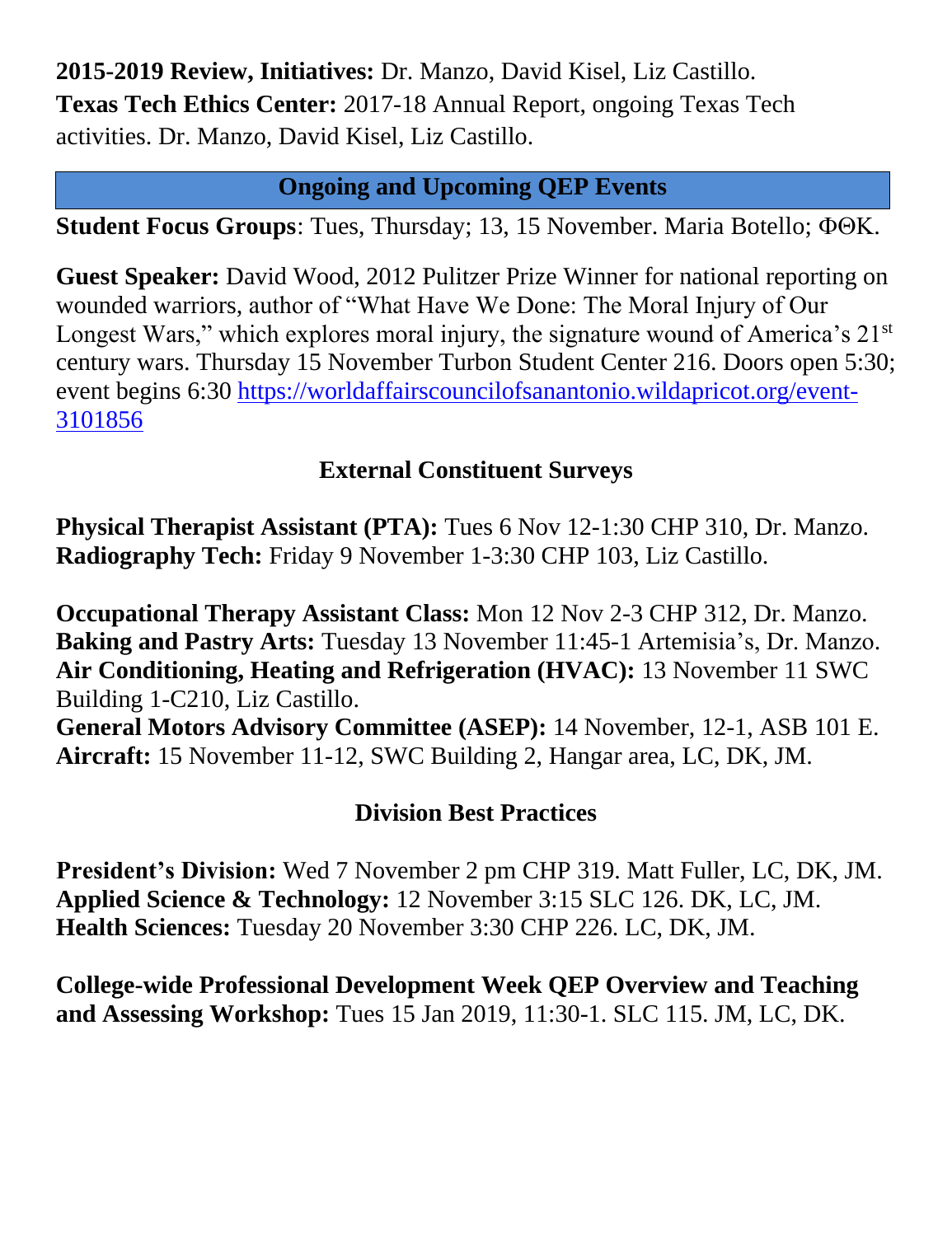**2015-2019 Review, Initiatives:** Dr. Manzo, David Kisel, Liz Castillo.
**Texas Tech Ethics Center:** 2017-18 Annual Report, ongoing Texas Tech activities. Dr. Manzo, David Kisel, Liz Castillo.

## Ongoing and Upcoming QEP Events

**Student Focus Groups**: Tues, Thursday; 13, 15 November. Maria Botello; ΦΘΚ.

**Guest Speaker:** David Wood, 2012 Pulitzer Prize Winner for national reporting on wounded warriors, author of "What Have We Done: The Moral Injury of Our Longest Wars," which explores moral injury, the signature wound of America's 21st century wars. Thursday 15 November Turbon Student Center 216. Doors open 5:30; event begins 6:30 https://worldaffairscouncilofsanantonio.wildapricot.org/event-3101856

## External Constituent Surveys

**Physical Therapist Assistant (PTA):** Tues 6 Nov 12-1:30 CHP 310, Dr. Manzo.
**Radiography Tech:** Friday 9 November 1-3:30 CHP 103, Liz Castillo.

**Occupational Therapy Assistant Class:** Mon 12 Nov 2-3 CHP 312, Dr. Manzo.
**Baking and Pastry Arts:** Tuesday 13 November 11:45-1 Artemisia's, Dr. Manzo.
**Air Conditioning, Heating and Refrigeration (HVAC):** 13 November 11 SWC Building 1-C210, Liz Castillo.
**General Motors Advisory Committee (ASEP):** 14 November, 12-1, ASB 101 E.
**Aircraft:** 15 November 11-12, SWC Building 2, Hangar area, LC, DK, JM.

## Division Best Practices

**President's Division:** Wed 7 November 2 pm CHP 319. Matt Fuller, LC, DK, JM.
**Applied Science & Technology:** 12 November 3:15 SLC 126. DK, LC, JM.
**Health Sciences:** Tuesday 20 November 3:30 CHP 226. LC, DK, JM.

**College-wide Professional Development Week QEP Overview and Teaching and Assessing Workshop:** Tues 15 Jan 2019, 11:30-1. SLC 115. JM, LC, DK.